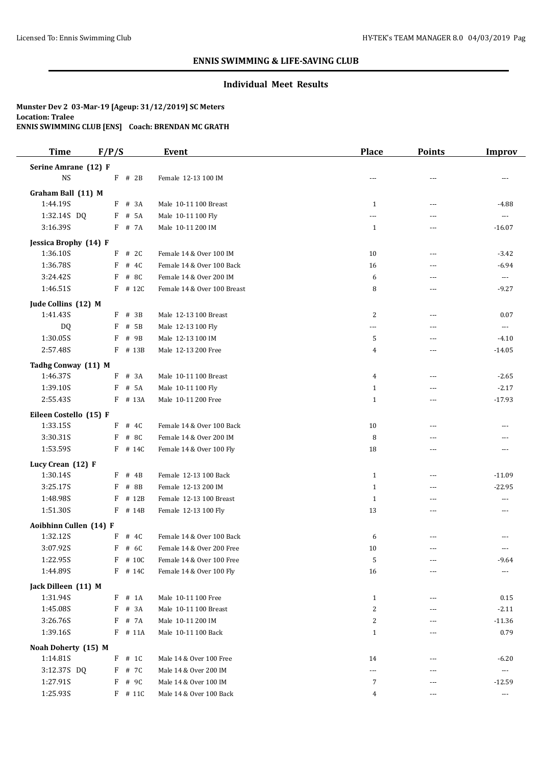## ENNIS SWIMMING & LIFE-SAVING CLUB

### Individual Meet Results

**Munster Dev 2 03-Mar-19 [Ageup: 31/12/2019] SC Meters**
**Location: Tralee**
**ENNIS SWIMMING CLUB [ENS] Coach: BRENDAN MC GRATH**

| Time | F/P/S | Event | Place | Points | Improv |
|---|---|---|---|---|---|
| **Serine Amrane (12) F** | | | | | |
| NS | F # 2B | Female 12-13 100 IM | --- | --- | --- |
| **Graham Ball (11) M** | | | | | |
| 1:44.19S | F # 3A | Male 10-11 100 Breast | 1 | --- | -4.88 |
| 1:32.14S DQ | F # 5A | Male 10-11 100 Fly | --- | --- | --- |
| 3:16.39S | F # 7A | Male 10-11 200 IM | 1 | --- | -16.07 |
| **Jessica Brophy (14) F** | | | | | |
| 1:36.10S | F # 2C | Female 14 & Over 100 IM | 10 | --- | -3.42 |
| 1:36.78S | F # 4C | Female 14 & Over 100 Back | 16 | --- | -6.94 |
| 3:24.42S | F # 8C | Female 14 & Over 200 IM | 6 | --- | --- |
| 1:46.51S | F # 12C | Female 14 & Over 100 Breast | 8 | --- | -9.27 |
| **Jude Collins (12) M** | | | | | |
| 1:41.43S | F # 3B | Male 12-13 100 Breast | 2 | --- | 0.07 |
| DQ | F # 5B | Male 12-13 100 Fly | --- | --- | --- |
| 1:30.05S | F # 9B | Male 12-13 100 IM | 5 | --- | -4.10 |
| 2:57.48S | F # 13B | Male 12-13 200 Free | 4 | --- | -14.05 |
| **Tadhg Conway (11) M** | | | | | |
| 1:46.37S | F # 3A | Male 10-11 100 Breast | 4 | --- | -2.65 |
| 1:39.10S | F # 5A | Male 10-11 100 Fly | 1 | --- | -2.17 |
| 2:55.43S | F # 13A | Male 10-11 200 Free | 1 | --- | -17.93 |
| **Eileen Costello (15) F** | | | | | |
| 1:33.15S | F # 4C | Female 14 & Over 100 Back | 10 | --- | --- |
| 3:30.31S | F # 8C | Female 14 & Over 200 IM | 8 | --- | --- |
| 1:53.59S | F # 14C | Female 14 & Over 100 Fly | 18 | --- | --- |
| **Lucy Crean (12) F** | | | | | |
| 1:30.14S | F # 4B | Female 12-13 100 Back | 1 | --- | -11.09 |
| 3:25.17S | F # 8B | Female 12-13 200 IM | 1 | --- | -22.95 |
| 1:48.98S | F # 12B | Female 12-13 100 Breast | 1 | --- | --- |
| 1:51.30S | F # 14B | Female 12-13 100 Fly | 13 | --- | --- |
| **Aoibhinn Cullen (14) F** | | | | | |
| 1:32.12S | F # 4C | Female 14 & Over 100 Back | 6 | --- | --- |
| 3:07.92S | F # 6C | Female 14 & Over 200 Free | 10 | --- | --- |
| 1:22.95S | F # 10C | Female 14 & Over 100 Free | 5 | --- | -9.64 |
| 1:44.89S | F # 14C | Female 14 & Over 100 Fly | 16 | --- | --- |
| **Jack Dilleen (11) M** | | | | | |
| 1:31.94S | F # 1A | Male 10-11 100 Free | 1 | --- | 0.15 |
| 1:45.08S | F # 3A | Male 10-11 100 Breast | 2 | --- | -2.11 |
| 3:26.76S | F # 7A | Male 10-11 200 IM | 2 | --- | -11.36 |
| 1:39.16S | F # 11A | Male 10-11 100 Back | 1 | --- | 0.79 |
| **Noah Doherty (15) M** | | | | | |
| 1:14.81S | F # 1C | Male 14 & Over 100 Free | 14 | --- | -6.20 |
| 3:12.37S DQ | F # 7C | Male 14 & Over 200 IM | --- | --- | --- |
| 1:27.91S | F # 9C | Male 14 & Over 100 IM | 7 | --- | -12.59 |
| 1:25.93S | F # 11C | Male 14 & Over 100 Back | 4 | --- | --- |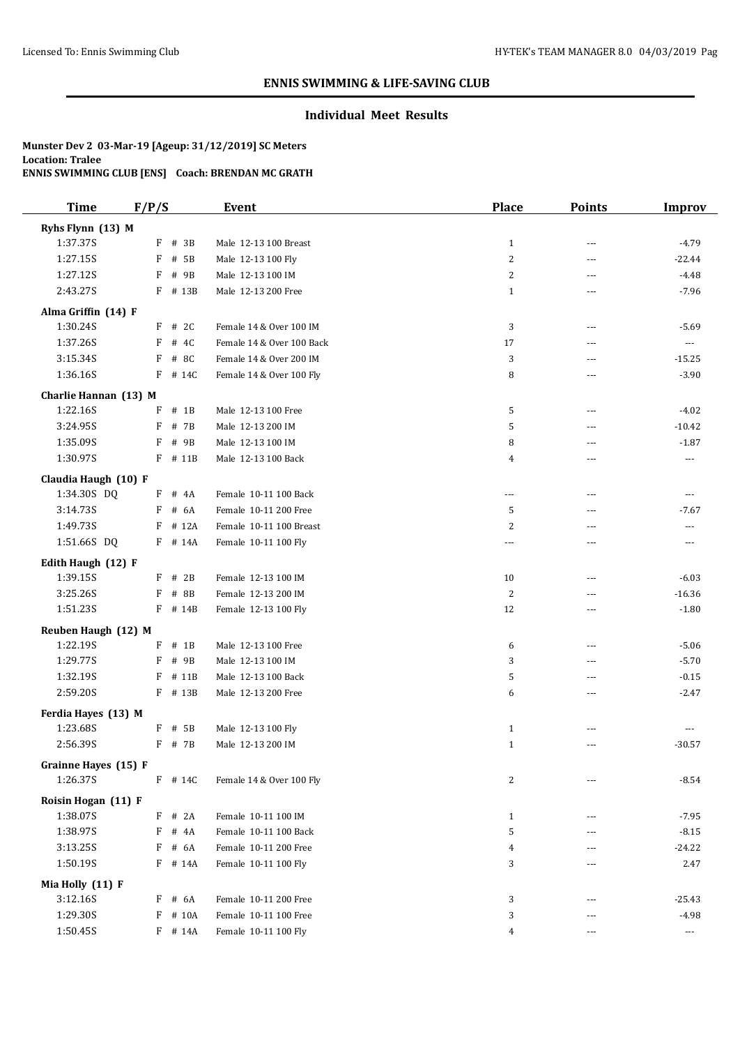## ENNIS SWIMMING & LIFE-SAVING CLUB

### Individual Meet Results

**Munster Dev 2 03-Mar-19 [Ageup: 31/12/2019] SC Meters**
**Location: Tralee**
**ENNIS SWIMMING CLUB [ENS] Coach: BRENDAN MC GRATH**

| Time | F/P/S | Event | Place | Points | Improv |
|---|---|---|---|---|---|
| **Ryhs Flynn (13) M** | | | | | |
| 1:37.37S | F # 3B | Male 12-13 100 Breast | 1 | --- | -4.79 |
| 1:27.15S | F # 5B | Male 12-13 100 Fly | 2 | --- | -22.44 |
| 1:27.12S | F # 9B | Male 12-13 100 IM | 2 | --- | -4.48 |
| 2:43.27S | F # 13B | Male 12-13 200 Free | 1 | --- | -7.96 |
| **Alma Griffin (14) F** | | | | | |
| 1:30.24S | F # 2C | Female 14 & Over 100 IM | 3 | --- | -5.69 |
| 1:37.26S | F # 4C | Female 14 & Over 100 Back | 17 | --- | --- |
| 3:15.34S | F # 8C | Female 14 & Over 200 IM | 3 | --- | -15.25 |
| 1:36.16S | F # 14C | Female 14 & Over 100 Fly | 8 | --- | -3.90 |
| **Charlie Hannan (13) M** | | | | | |
| 1:22.16S | F # 1B | Male 12-13 100 Free | 5 | --- | -4.02 |
| 3:24.95S | F # 7B | Male 12-13 200 IM | 5 | --- | -10.42 |
| 1:35.09S | F # 9B | Male 12-13 100 IM | 8 | --- | -1.87 |
| 1:30.97S | F # 11B | Male 12-13 100 Back | 4 | --- | --- |
| **Claudia Haugh (10) F** | | | | | |
| 1:34.30S DQ | F # 4A | Female 10-11 100 Back | --- | --- | --- |
| 3:14.73S | F # 6A | Female 10-11 200 Free | 5 | --- | -7.67 |
| 1:49.73S | F # 12A | Female 10-11 100 Breast | 2 | --- | --- |
| 1:51.66S DQ | F # 14A | Female 10-11 100 Fly | --- | --- | --- |
| **Edith Haugh (12) F** | | | | | |
| 1:39.15S | F # 2B | Female 12-13 100 IM | 10 | --- | -6.03 |
| 3:25.26S | F # 8B | Female 12-13 200 IM | 2 | --- | -16.36 |
| 1:51.23S | F # 14B | Female 12-13 100 Fly | 12 | --- | -1.80 |
| **Reuben Haugh (12) M** | | | | | |
| 1:22.19S | F # 1B | Male 12-13 100 Free | 6 | --- | -5.06 |
| 1:29.77S | F # 9B | Male 12-13 100 IM | 3 | --- | -5.70 |
| 1:32.19S | F # 11B | Male 12-13 100 Back | 5 | --- | -0.15 |
| 2:59.20S | F # 13B | Male 12-13 200 Free | 6 | --- | -2.47 |
| **Ferdia Hayes (13) M** | | | | | |
| 1:23.68S | F # 5B | Male 12-13 100 Fly | 1 | --- | --- |
| 2:56.39S | F # 7B | Male 12-13 200 IM | 1 | --- | -30.57 |
| **Grainne Hayes (15) F** | | | | | |
| 1:26.37S | F # 14C | Female 14 & Over 100 Fly | 2 | --- | -8.54 |
| **Roisin Hogan (11) F** | | | | | |
| 1:38.07S | F # 2A | Female 10-11 100 IM | 1 | --- | -7.95 |
| 1:38.97S | F # 4A | Female 10-11 100 Back | 5 | --- | -8.15 |
| 3:13.25S | F # 6A | Female 10-11 200 Free | 4 | --- | -24.22 |
| 1:50.19S | F # 14A | Female 10-11 100 Fly | 3 | --- | 2.47 |
| **Mia Holly (11) F** | | | | | |
| 3:12.16S | F # 6A | Female 10-11 200 Free | 3 | --- | -25.43 |
| 1:29.30S | F # 10A | Female 10-11 100 Free | 3 | --- | -4.98 |
| 1:50.45S | F # 14A | Female 10-11 100 Fly | 4 | --- | --- |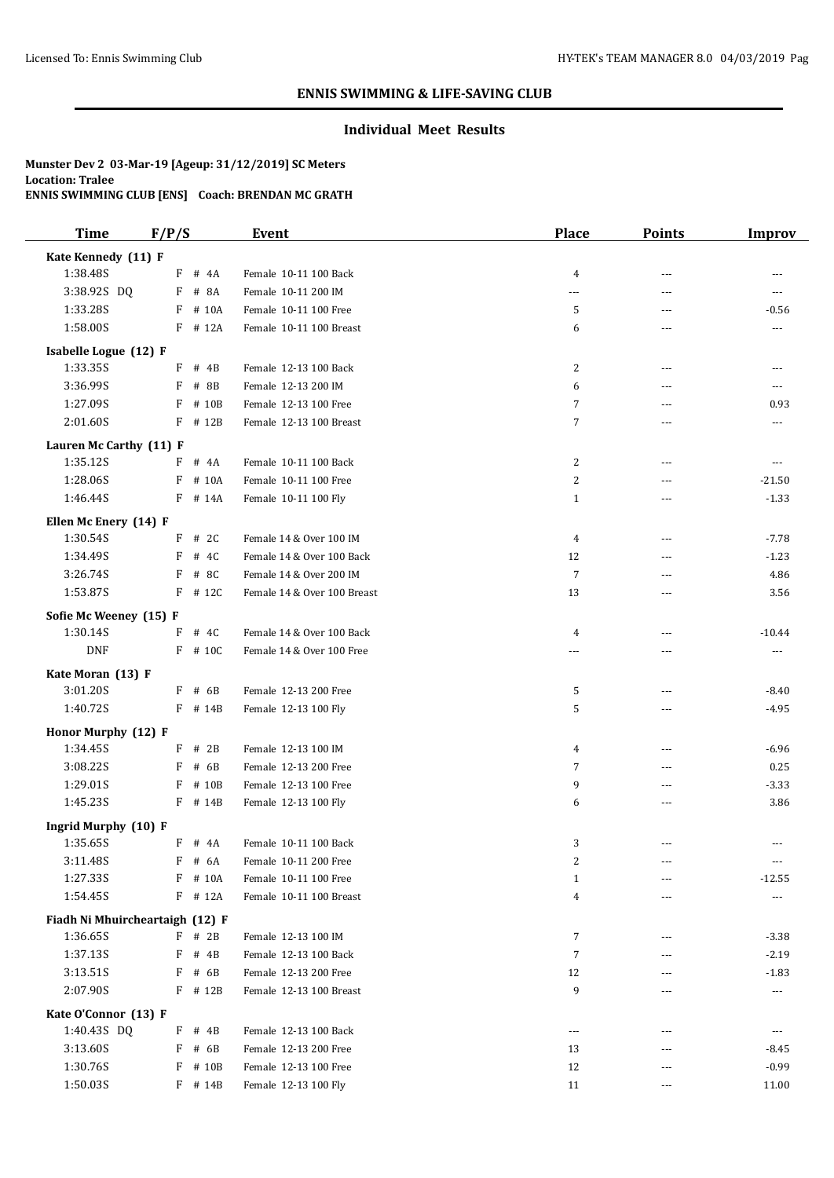## ENNIS SWIMMING & LIFE-SAVING CLUB

### Individual Meet Results

**Munster Dev 2 03-Mar-19 [Ageup: 31/12/2019] SC Meters**
**Location: Tralee**
**ENNIS SWIMMING CLUB [ENS] Coach: BRENDAN MC GRATH**

| Time | F/P/S | Event | Place | Points | Improv |
|---|---|---|---|---|---|
| **Kate Kennedy (11) F** | | | | | |
| 1:38.48S | F # 4A | Female 10-11 100 Back | 4 | --- | --- |
| 3:38.92S DQ | F # 8A | Female 10-11 200 IM | --- | --- | --- |
| 1:33.28S | F # 10A | Female 10-11 100 Free | 5 | --- | -0.56 |
| 1:58.00S | F # 12A | Female 10-11 100 Breast | 6 | --- | --- |
| **Isabelle Logue (12) F** | | | | | |
| 1:33.35S | F # 4B | Female 12-13 100 Back | 2 | --- | --- |
| 3:36.99S | F # 8B | Female 12-13 200 IM | 6 | --- | --- |
| 1:27.09S | F # 10B | Female 12-13 100 Free | 7 | --- | 0.93 |
| 2:01.60S | F # 12B | Female 12-13 100 Breast | 7 | --- | --- |
| **Lauren Mc Carthy (11) F** | | | | | |
| 1:35.12S | F # 4A | Female 10-11 100 Back | 2 | --- | --- |
| 1:28.06S | F # 10A | Female 10-11 100 Free | 2 | --- | -21.50 |
| 1:46.44S | F # 14A | Female 10-11 100 Fly | 1 | --- | -1.33 |
| **Ellen Mc Enery (14) F** | | | | | |
| 1:30.54S | F # 2C | Female 14 & Over 100 IM | 4 | --- | -7.78 |
| 1:34.49S | F # 4C | Female 14 & Over 100 Back | 12 | --- | -1.23 |
| 3:26.74S | F # 8C | Female 14 & Over 200 IM | 7 | --- | 4.86 |
| 1:53.87S | F # 12C | Female 14 & Over 100 Breast | 13 | --- | 3.56 |
| **Sofie Mc Weeney (15) F** | | | | | |
| 1:30.14S | F # 4C | Female 14 & Over 100 Back | 4 | --- | -10.44 |
| DNF | F # 10C | Female 14 & Over 100 Free | --- | --- | --- |
| **Kate Moran (13) F** | | | | | |
| 3:01.20S | F # 6B | Female 12-13 200 Free | 5 | --- | -8.40 |
| 1:40.72S | F # 14B | Female 12-13 100 Fly | 5 | --- | -4.95 |
| **Honor Murphy (12) F** | | | | | |
| 1:34.45S | F # 2B | Female 12-13 100 IM | 4 | --- | -6.96 |
| 3:08.22S | F # 6B | Female 12-13 200 Free | 7 | --- | 0.25 |
| 1:29.01S | F # 10B | Female 12-13 100 Free | 9 | --- | -3.33 |
| 1:45.23S | F # 14B | Female 12-13 100 Fly | 6 | --- | 3.86 |
| **Ingrid Murphy (10) F** | | | | | |
| 1:35.65S | F # 4A | Female 10-11 100 Back | 3 | --- | --- |
| 3:11.48S | F # 6A | Female 10-11 200 Free | 2 | --- | --- |
| 1:27.33S | F # 10A | Female 10-11 100 Free | 1 | --- | -12.55 |
| 1:54.45S | F # 12A | Female 10-11 100 Breast | 4 | --- | --- |
| **Fiadh Ni Mhuircheartaigh (12) F** | | | | | |
| 1:36.65S | F # 2B | Female 12-13 100 IM | 7 | --- | -3.38 |
| 1:37.13S | F # 4B | Female 12-13 100 Back | 7 | --- | -2.19 |
| 3:13.51S | F # 6B | Female 12-13 200 Free | 12 | --- | -1.83 |
| 2:07.90S | F # 12B | Female 12-13 100 Breast | 9 | --- | --- |
| **Kate O'Connor (13) F** | | | | | |
| 1:40.43S DQ | F # 4B | Female 12-13 100 Back | --- | --- | --- |
| 3:13.60S | F # 6B | Female 12-13 200 Free | 13 | --- | -8.45 |
| 1:30.76S | F # 10B | Female 12-13 100 Free | 12 | --- | -0.99 |
| 1:50.03S | F # 14B | Female 12-13 100 Fly | 11 | --- | 11.00 |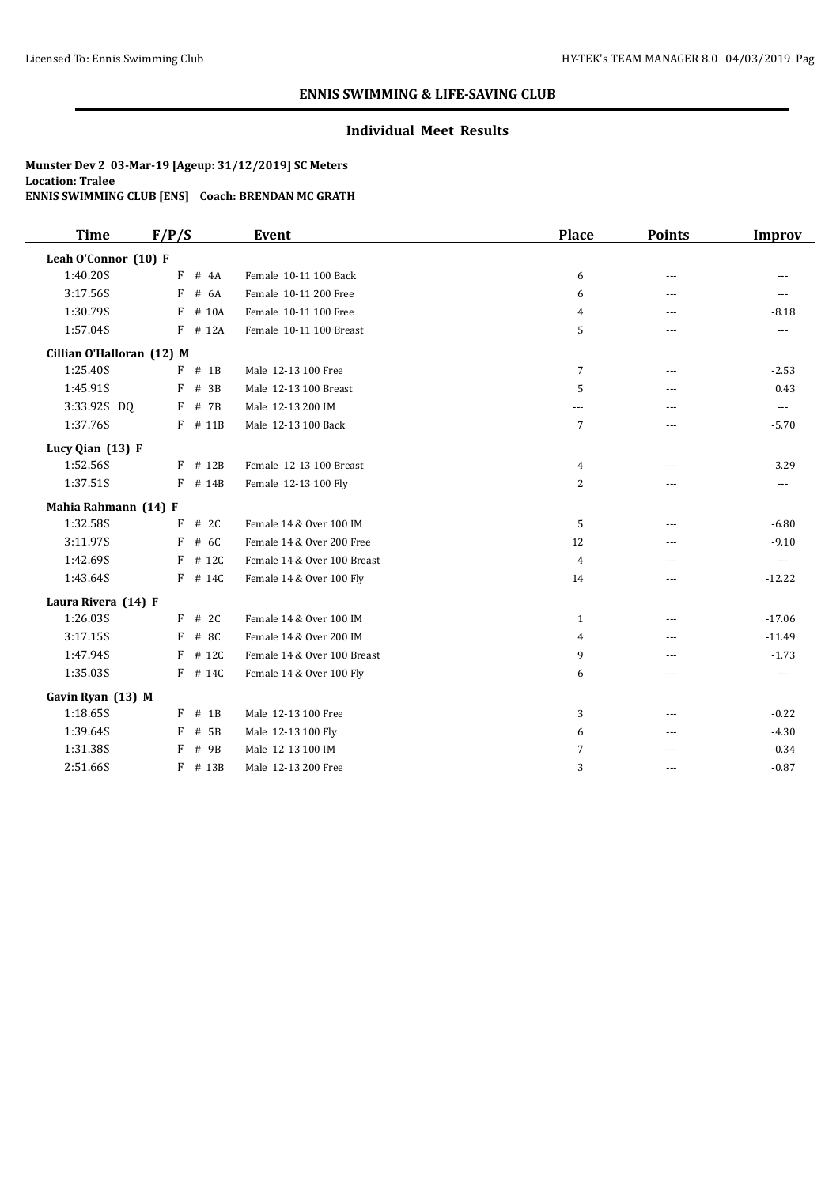## ENNIS SWIMMING & LIFE-SAVING CLUB

### Individual Meet Results

**Munster Dev 2 03-Mar-19 [Ageup: 31/12/2019] SC Meters**
**Location: Tralee**
**ENNIS SWIMMING CLUB [ENS] Coach: BRENDAN MC GRATH**

| Time | F/P/S | Event | Place | Points | Improv |
|---|---|---|---|---|---|
| **Leah O'Connor (10) F** | | | | | |
| 1:40.20S | F # 4A | Female 10-11 100 Back | 6 | --- | --- |
| 3:17.56S | F # 6A | Female 10-11 200 Free | 6 | --- | --- |
| 1:30.79S | F # 10A | Female 10-11 100 Free | 4 | --- | -8.18 |
| 1:57.04S | F # 12A | Female 10-11 100 Breast | 5 | --- | --- |
| **Cillian O'Halloran (12) M** | | | | | |
| 1:25.40S | F # 1B | Male 12-13 100 Free | 7 | --- | -2.53 |
| 1:45.91S | F # 3B | Male 12-13 100 Breast | 5 | --- | 0.43 |
| 3:33.92S DQ | F # 7B | Male 12-13 200 IM | --- | --- | --- |
| 1:37.76S | F # 11B | Male 12-13 100 Back | 7 | --- | -5.70 |
| **Lucy Qian (13) F** | | | | | |
| 1:52.56S | F # 12B | Female 12-13 100 Breast | 4 | --- | -3.29 |
| 1:37.51S | F # 14B | Female 12-13 100 Fly | 2 | --- | --- |
| **Mahia Rahmann (14) F** | | | | | |
| 1:32.58S | F # 2C | Female 14 & Over 100 IM | 5 | --- | -6.80 |
| 3:11.97S | F # 6C | Female 14 & Over 200 Free | 12 | --- | -9.10 |
| 1:42.69S | F # 12C | Female 14 & Over 100 Breast | 4 | --- | --- |
| 1:43.64S | F # 14C | Female 14 & Over 100 Fly | 14 | --- | -12.22 |
| **Laura Rivera (14) F** | | | | | |
| 1:26.03S | F # 2C | Female 14 & Over 100 IM | 1 | --- | -17.06 |
| 3:17.15S | F # 8C | Female 14 & Over 200 IM | 4 | --- | -11.49 |
| 1:47.94S | F # 12C | Female 14 & Over 100 Breast | 9 | --- | -1.73 |
| 1:35.03S | F # 14C | Female 14 & Over 100 Fly | 6 | --- | --- |
| **Gavin Ryan (13) M** | | | | | |
| 1:18.65S | F # 1B | Male 12-13 100 Free | 3 | --- | -0.22 |
| 1:39.64S | F # 5B | Male 12-13 100 Fly | 6 | --- | -4.30 |
| 1:31.38S | F # 9B | Male 12-13 100 IM | 7 | --- | -0.34 |
| 2:51.66S | F # 13B | Male 12-13 200 Free | 3 | --- | -0.87 |